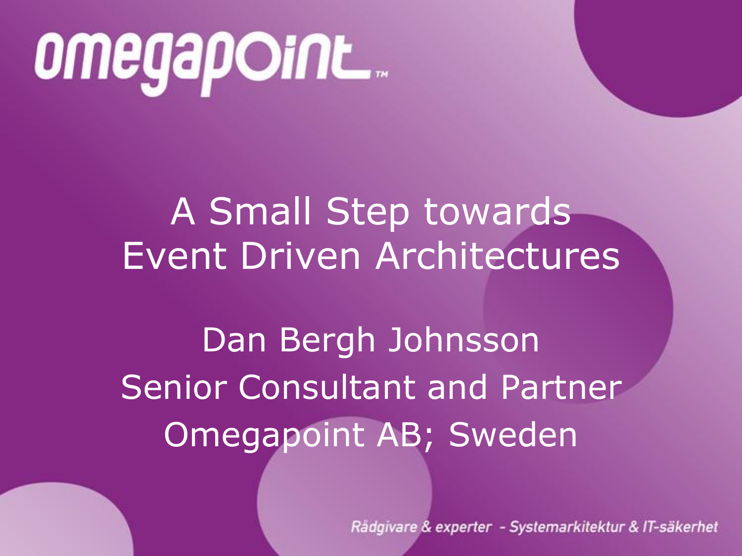omegapoint™

# A Small Step towards Event Driven Architectures

Dan Bergh Johnsson
Senior Consultant and Partner
Omegapoint AB; Sweden

Rådgivare & experter - Systemarkitektur & IT-säkerhet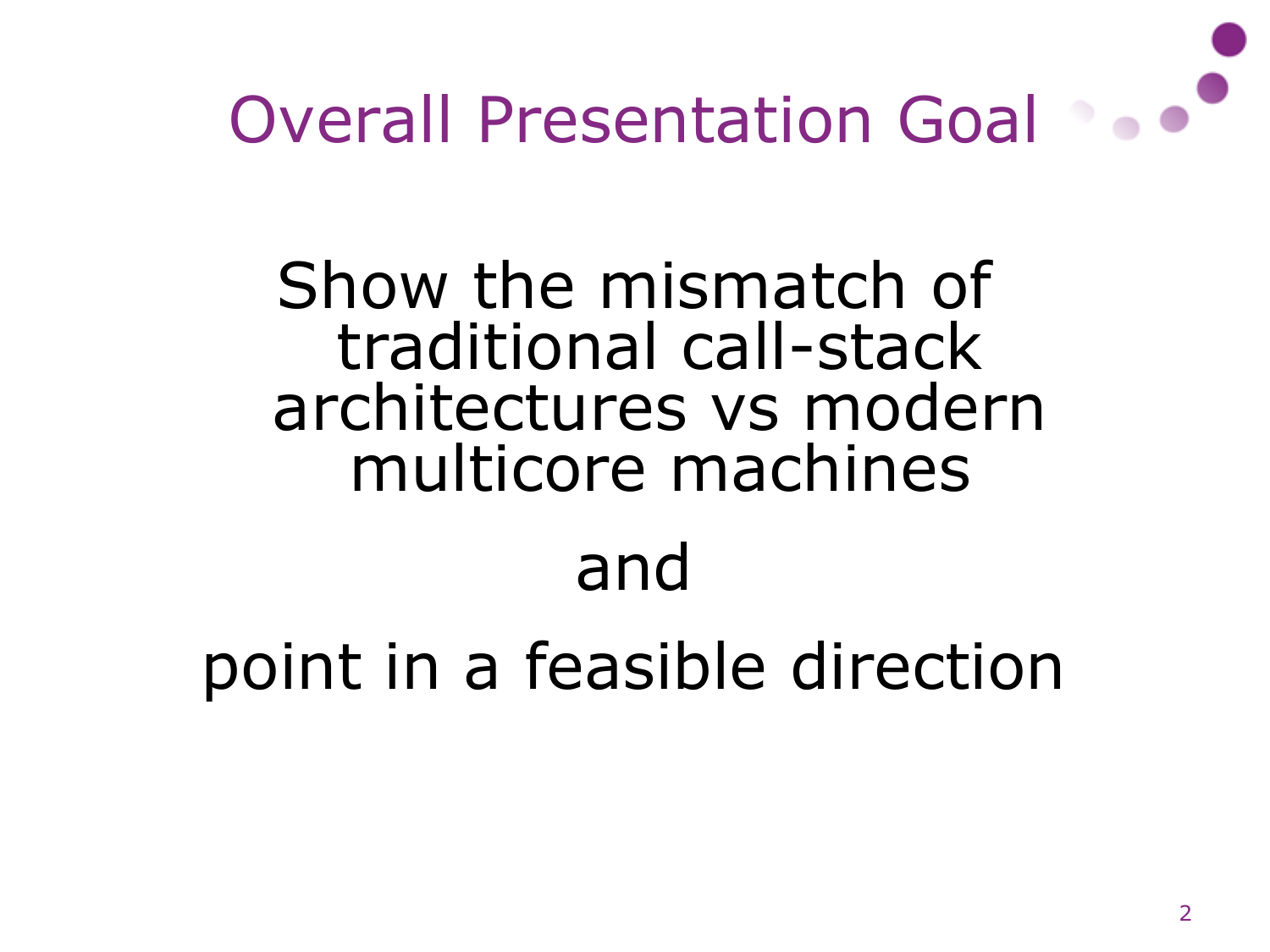# Overall Presentation Goal

Show the mismatch of traditional call-stack architectures vs modern multicore machines

and

point in a feasible direction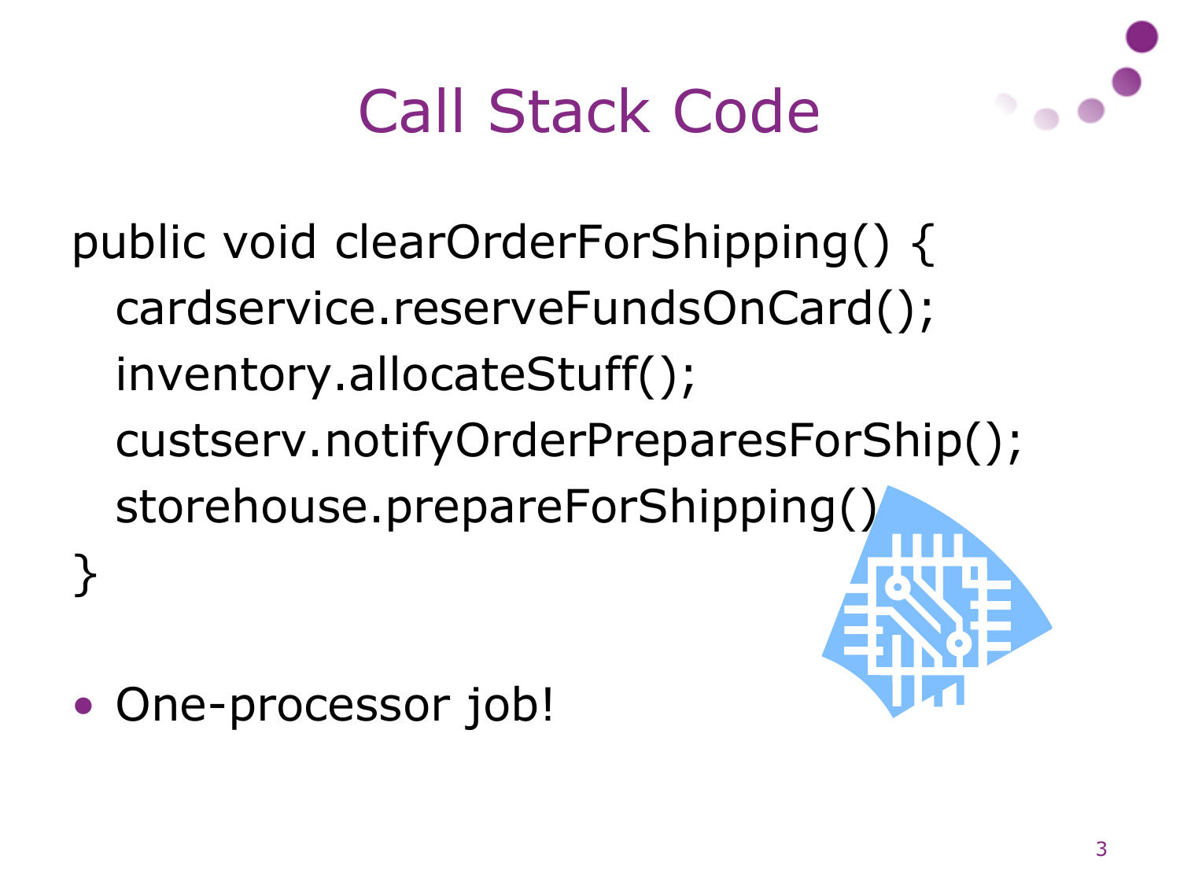# Call Stack Code

```
public void clearOrderForShipping() {
  cardservice.reserveFundsOnCard();
  inventory.allocateStuff();
  custserv.notifyOrderPreparesForShip();
  storehouse.prepareForShipping()
}
```

- One-processor job!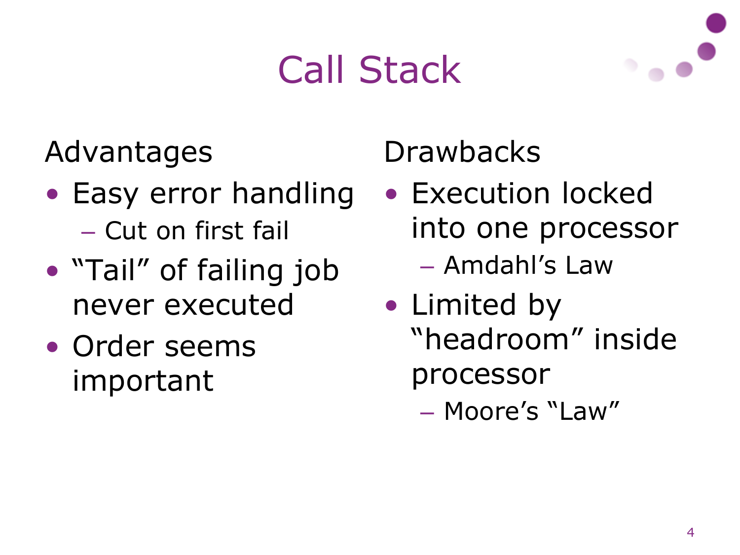# Call Stack

## Advantages

- Easy error handling
  - Cut on first fail
- “Tail” of failing job never executed
- Order seems important

## Drawbacks

- Execution locked into one processor
  - Amdahl’s Law
- Limited by “headroom” inside processor
  - Moore’s “Law”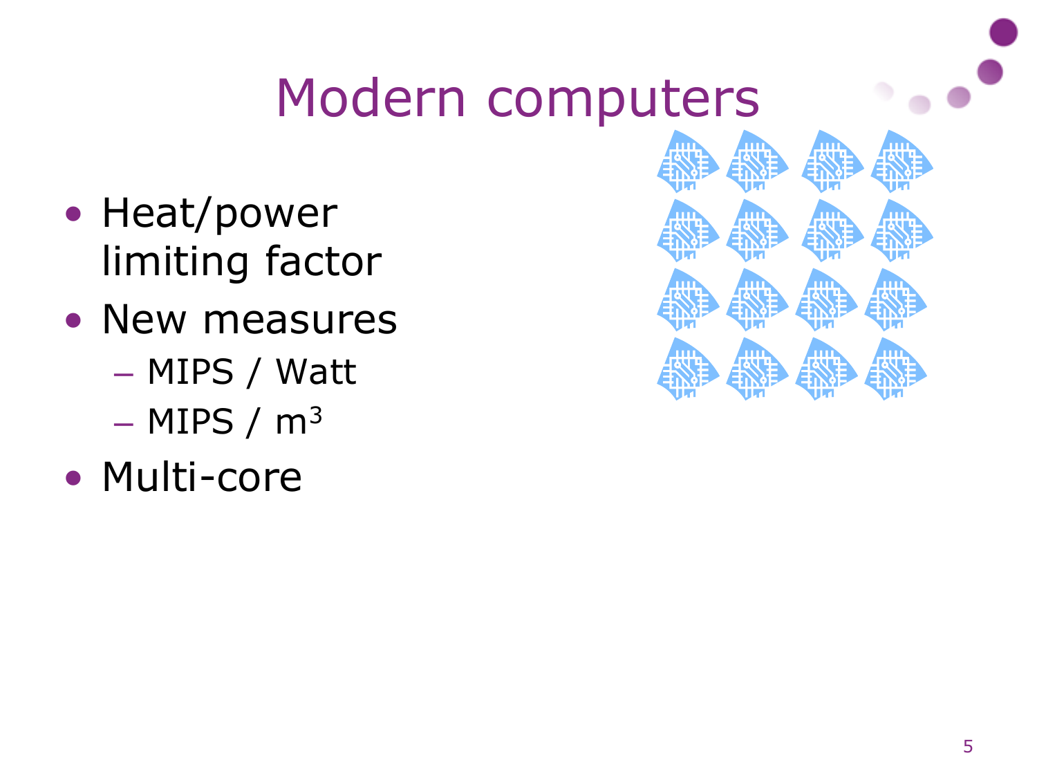# Modern computers

- Heat/power limiting factor
- New measures
  - MIPS / Watt
  - MIPS / $m^3$
- Multi-core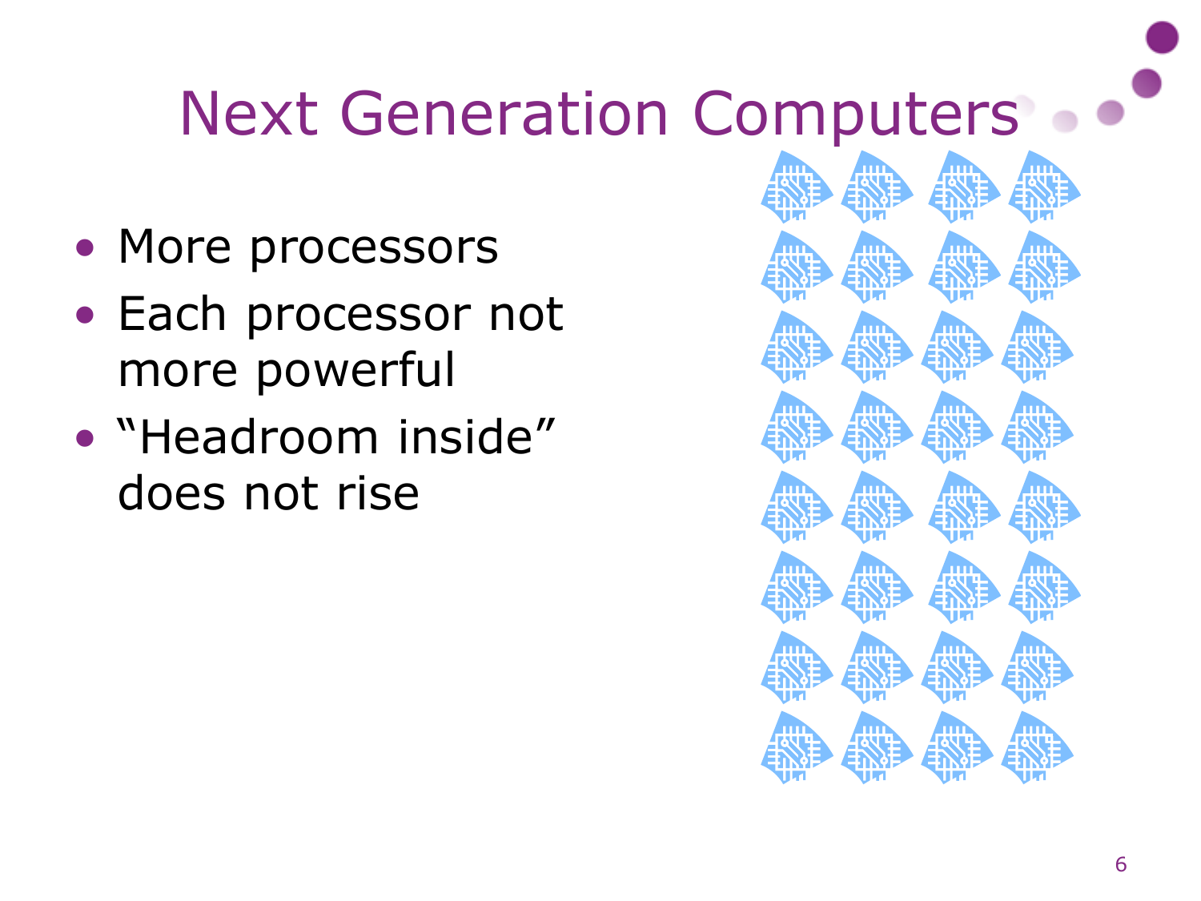# Next Generation Computers

- More processors
- Each processor not more powerful
- "Headroom inside" does not rise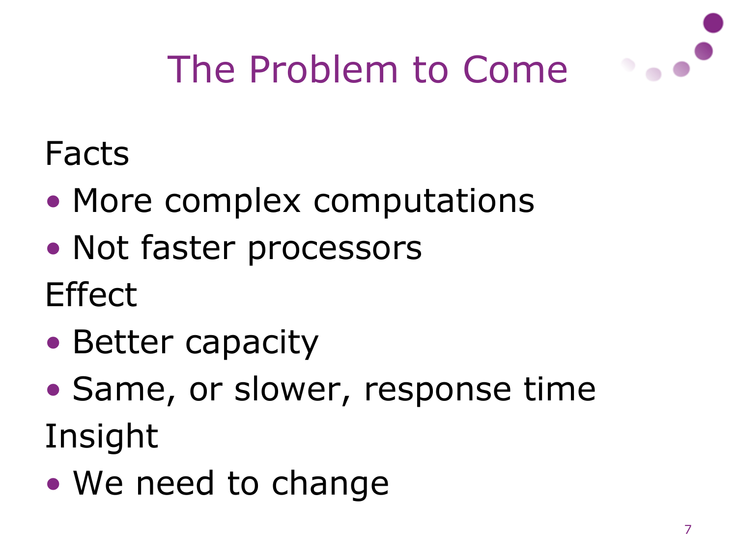# The Problem to Come

Facts

- More complex computations
- Not faster processors

Effect

- Better capacity
- Same, or slower, response time

Insight

- We need to change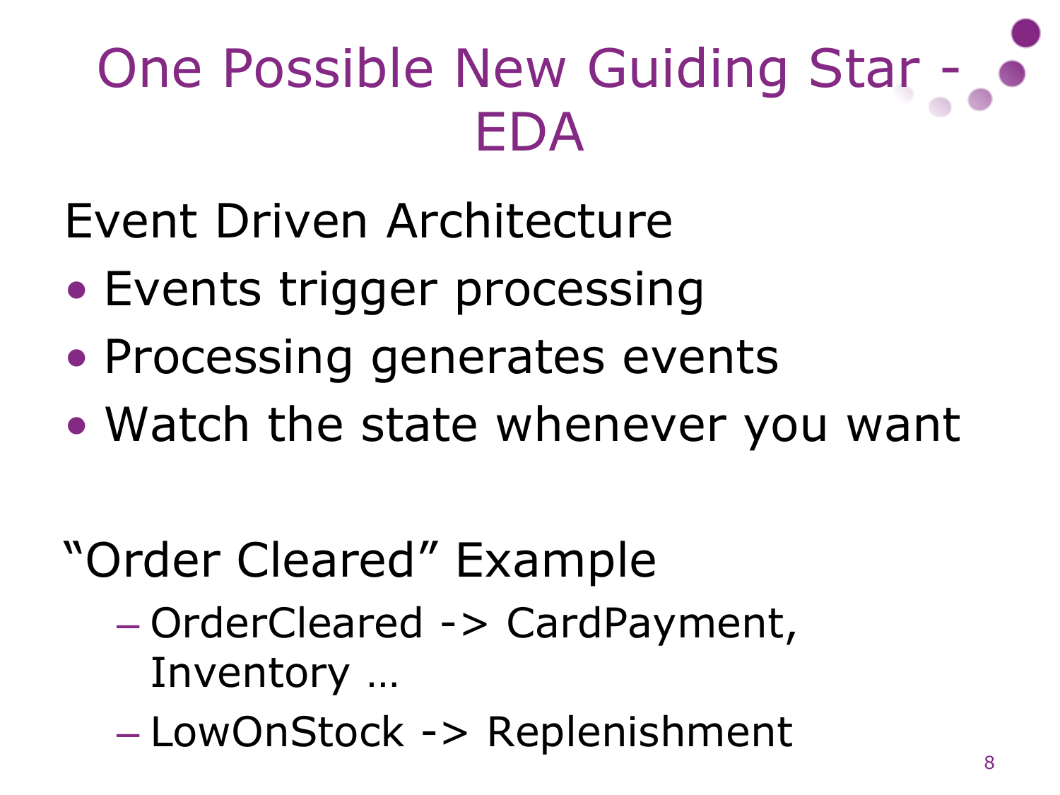# One Possible New Guiding Star - EDA

Event Driven Architecture

- Events trigger processing
- Processing generates events
- Watch the state whenever you want

"Order Cleared" Example

- OrderCleared -> CardPayment, Inventory …
- LowOnStock -> Replenishment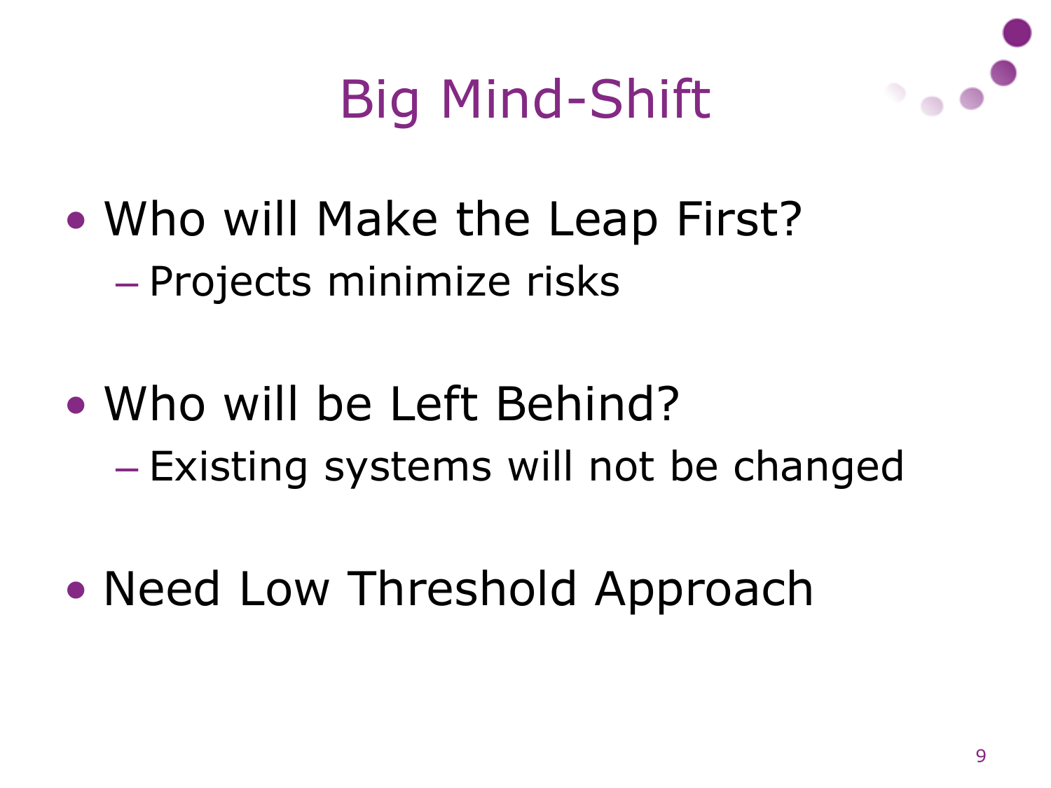# Big Mind-Shift

- Who will Make the Leap First?
  - Projects minimize risks

- Who will be Left Behind?
  - Existing systems will not be changed

- Need Low Threshold Approach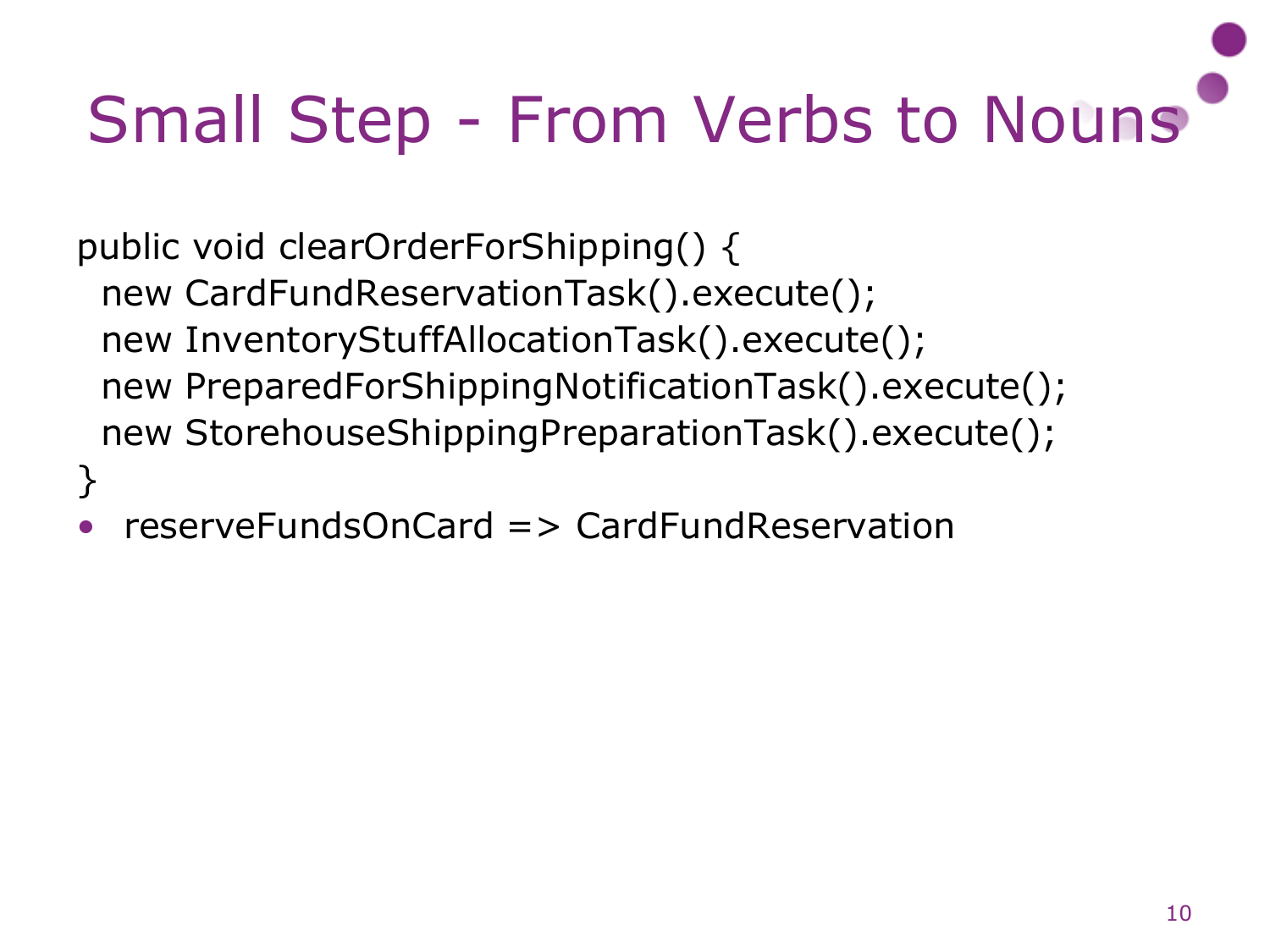# Small Step - From Verbs to Nouns

```
public void clearOrderForShipping() {
  new CardFundReservationTask().execute();
  new InventoryStuffAllocationTask().execute();
  new PreparedForShippingNotificationTask().execute();
  new StorehouseShippingPreparationTask().execute();
}
```

- reserveFundsOnCard => CardFundReservation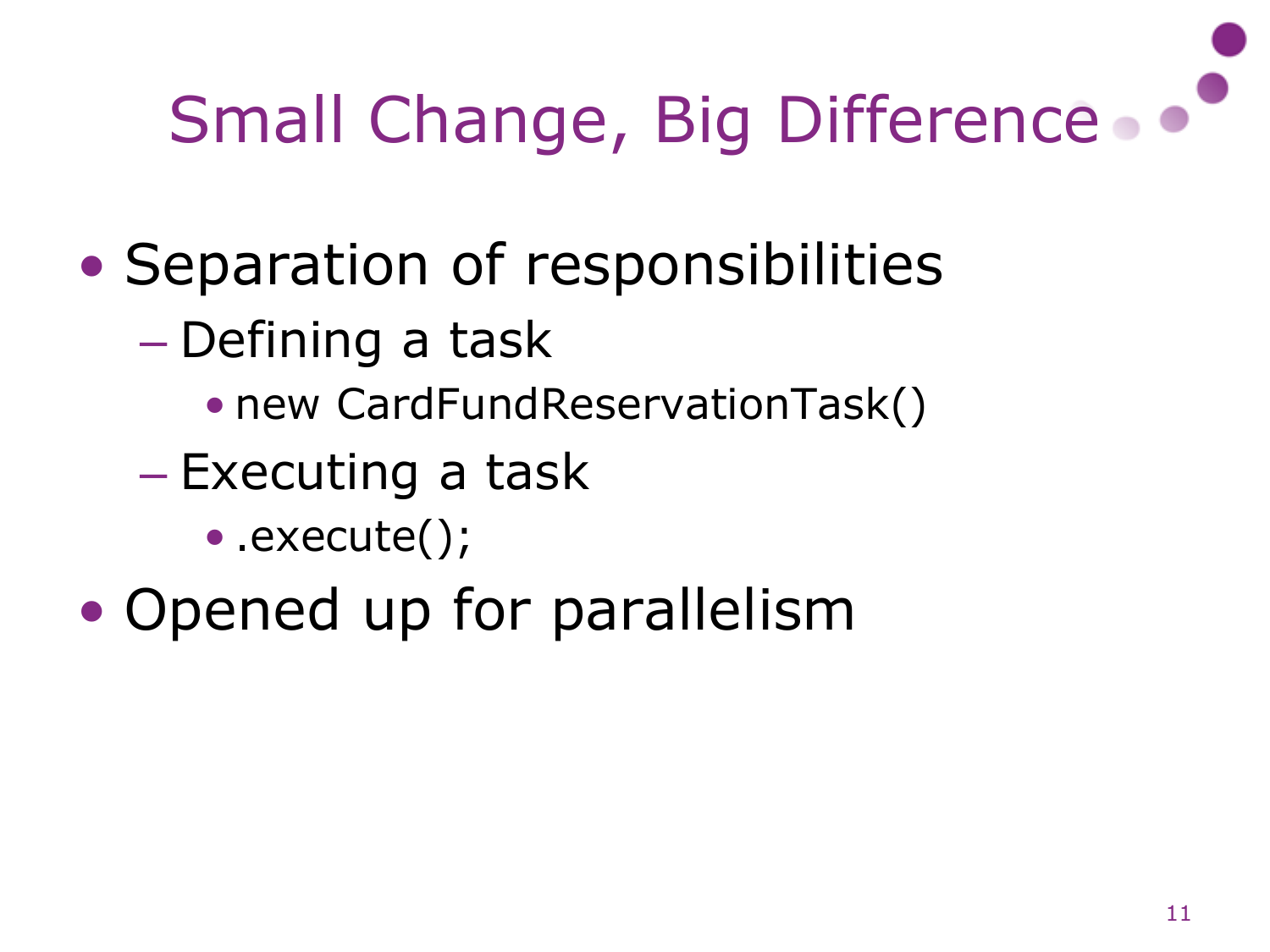# Small Change, Big Difference

- Separation of responsibilities
  - Defining a task
    - new CardFundReservationTask()
  - Executing a task
    - .execute();
- Opened up for parallelism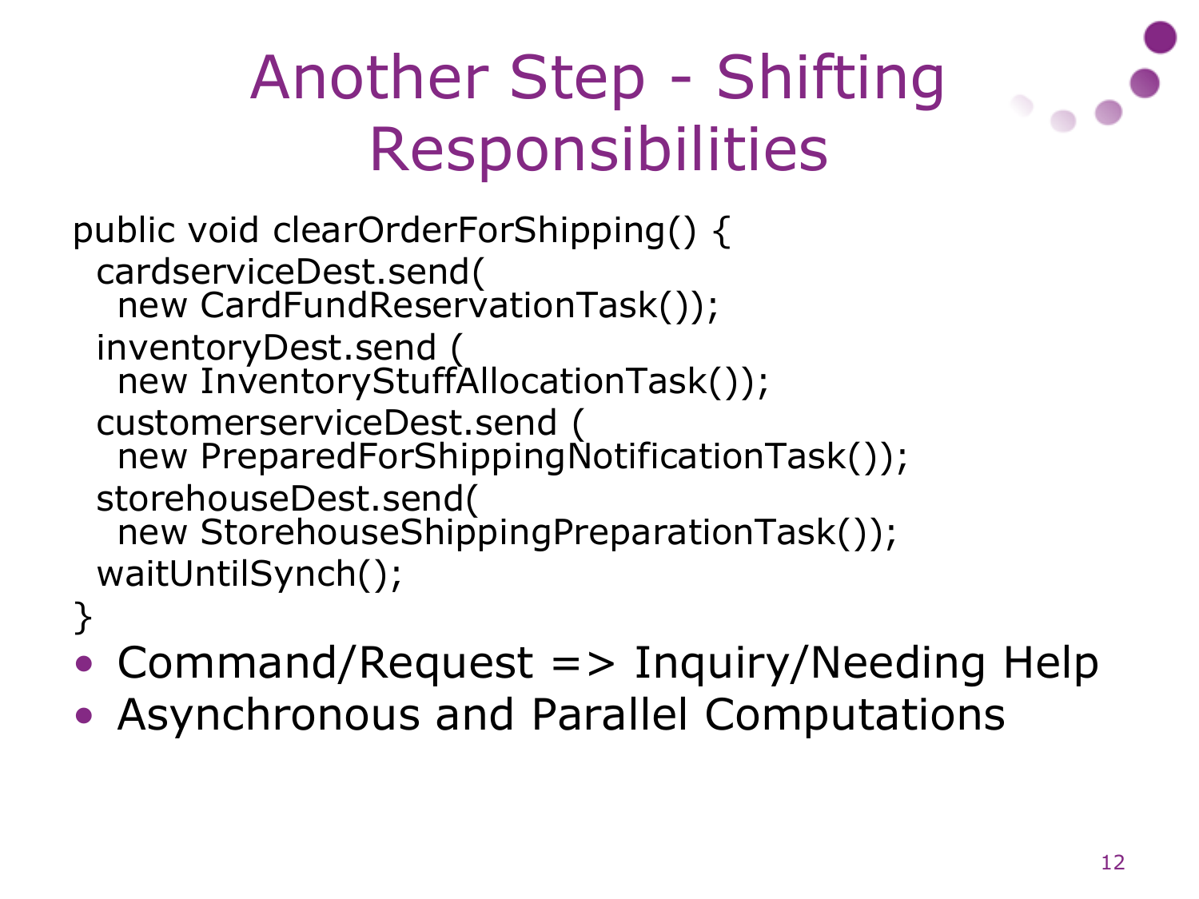# Another Step - Shifting Responsibilities

```
public void clearOrderForShipping() {
  cardserviceDest.send(
    new CardFundReservationTask());
  inventoryDest.send (
    new InventoryStuffAllocationTask());
  customerserviceDest.send (
    new PreparedForShippingNotificationTask());
  storehouseDest.send(
    new StorehouseShippingPreparationTask());
  waitUntilSynch();
}
```

- Command/Request => Inquiry/Needing Help
- Asynchronous and Parallel Computations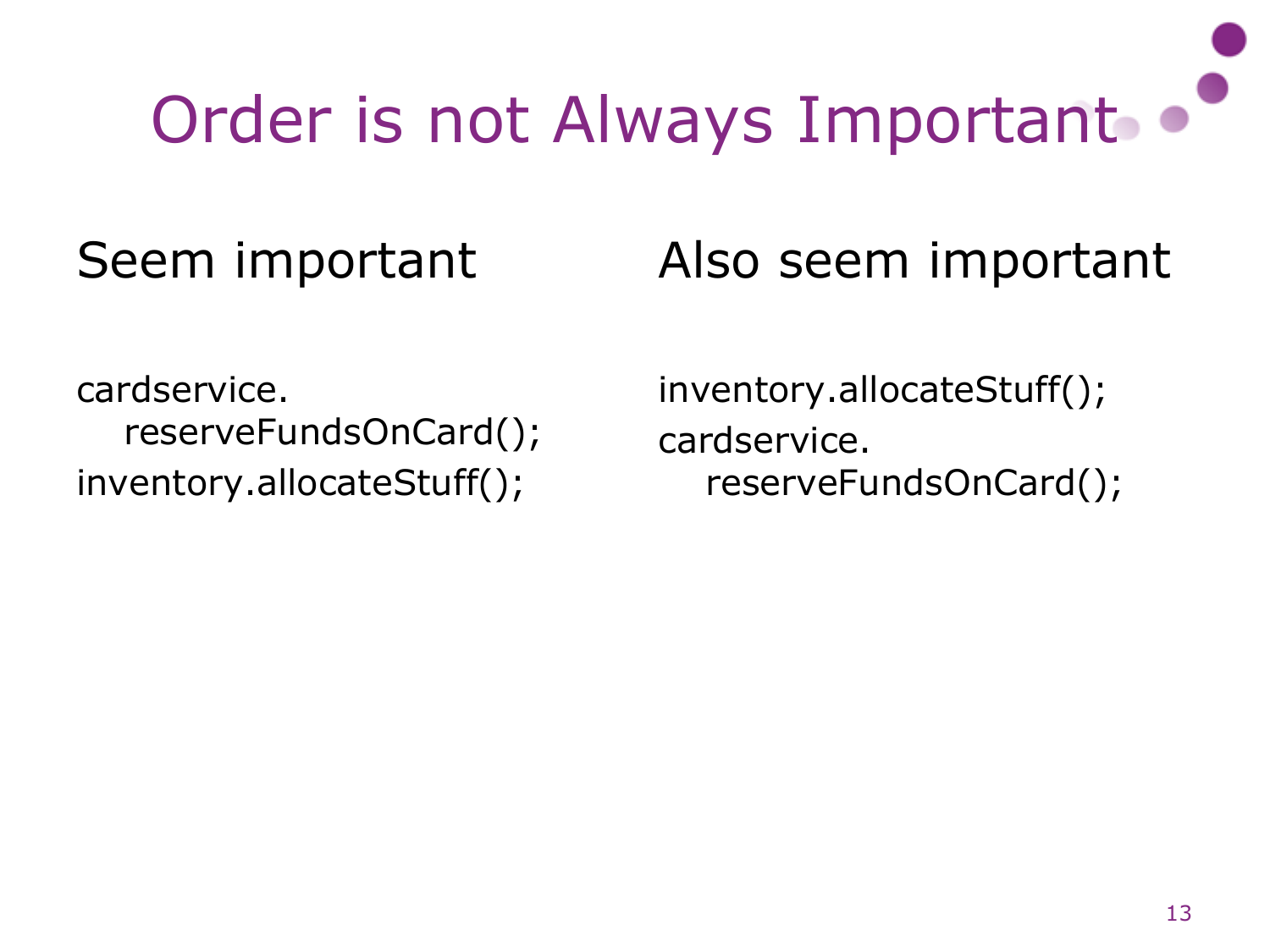# Order is not Always Important

## Seem important

```
cardservice.
   reserveFundsOnCard();
inventory.allocateStuff();
```

## Also seem important

```
inventory.allocateStuff();
cardservice.
   reserveFundsOnCard();
```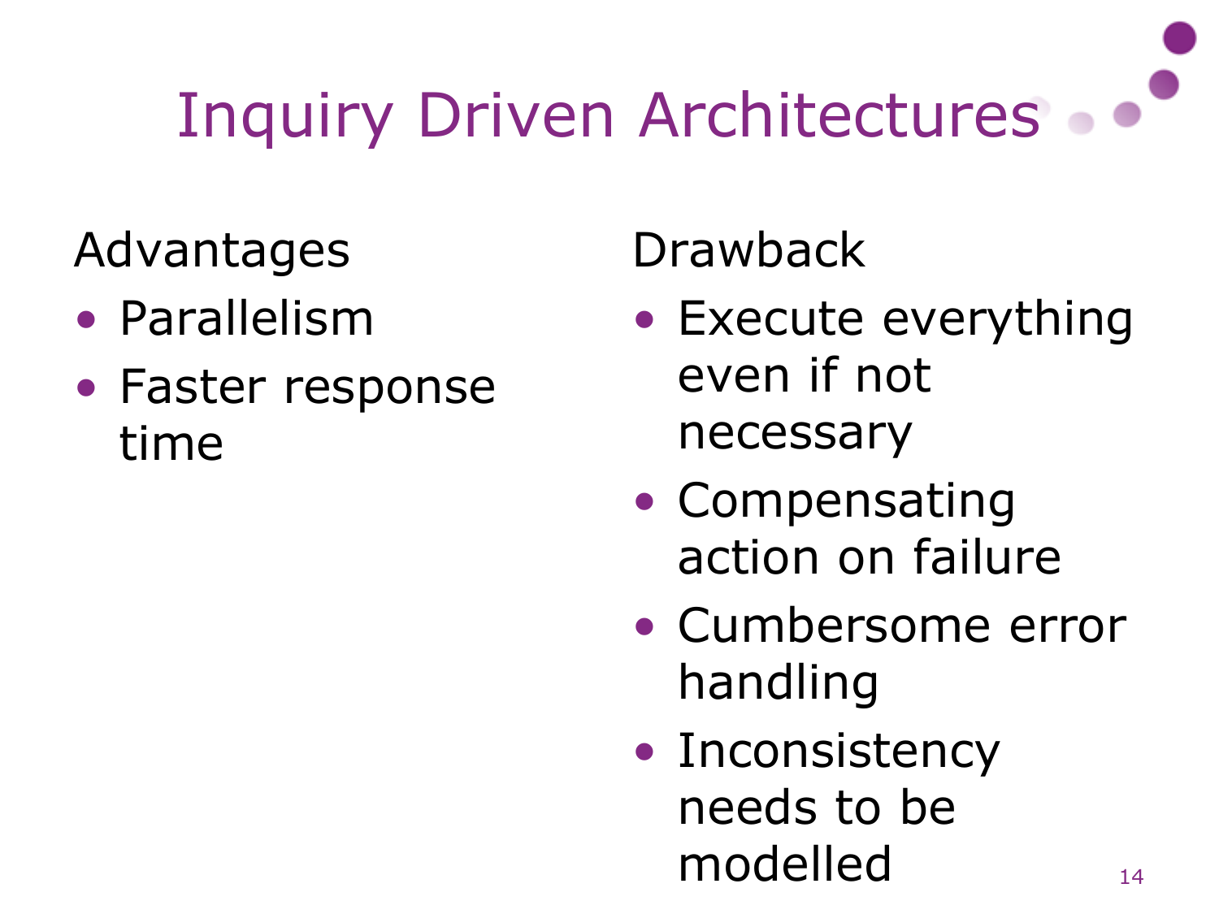# Inquiry Driven Architectures

Advantages

- Parallelism
- Faster response time

Drawback

- Execute everything even if not necessary
- Compensating action on failure
- Cumbersome error handling
- Inconsistency needs to be modelled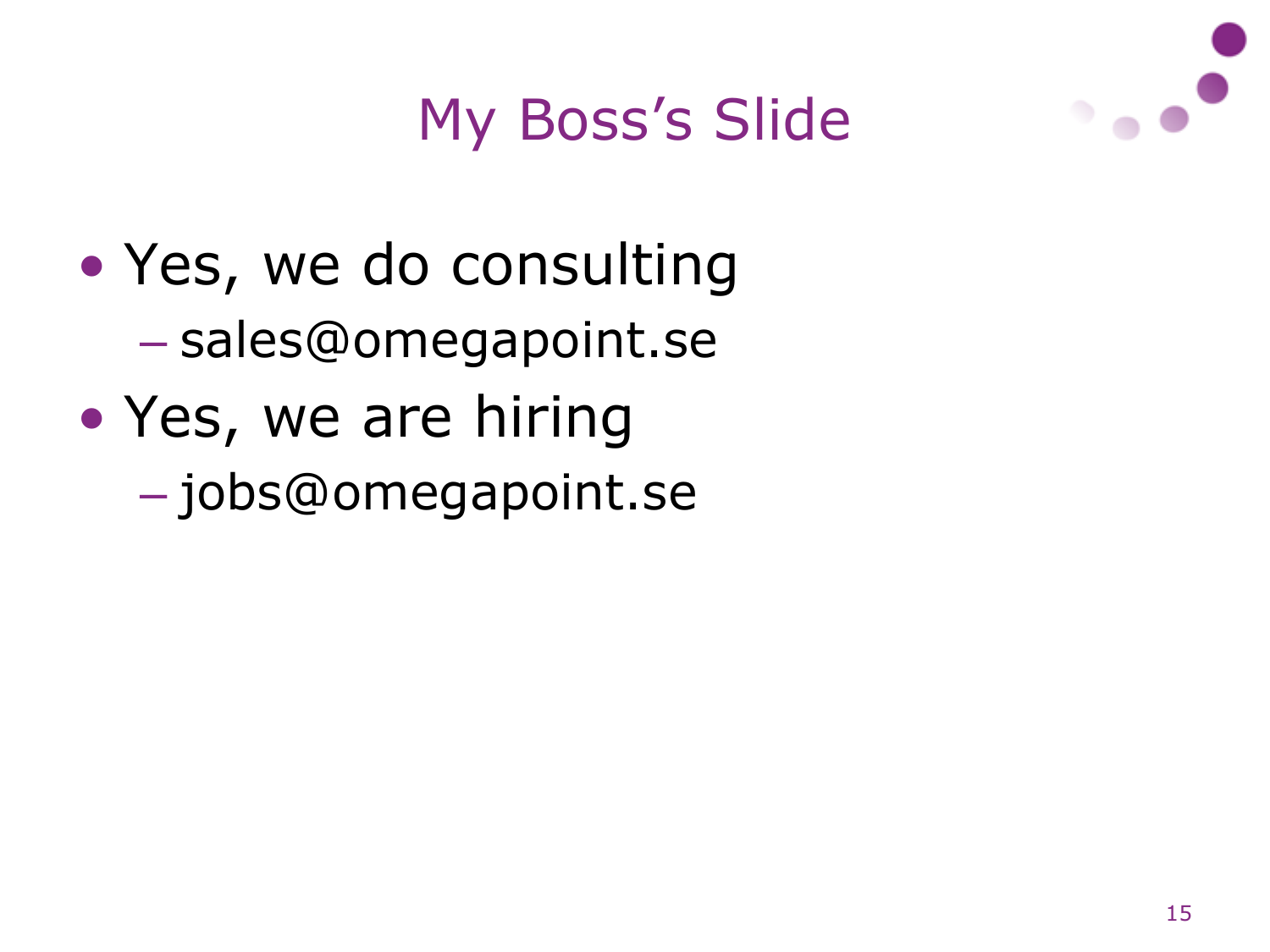# My Boss's Slide

- Yes, we do consulting
  - sales@omegapoint.se
- Yes, we are hiring
  - jobs@omegapoint.se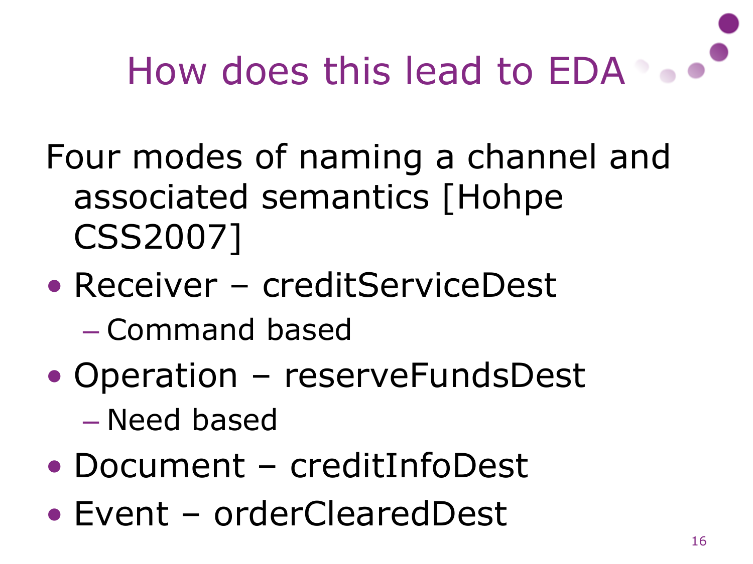# How does this lead to EDA

Four modes of naming a channel and associated semantics [Hohpe CSS2007]

- Receiver – creditServiceDest
  - Command based
- Operation – reserveFundsDest
  - Need based
- Document – creditInfoDest
- Event – orderClearedDest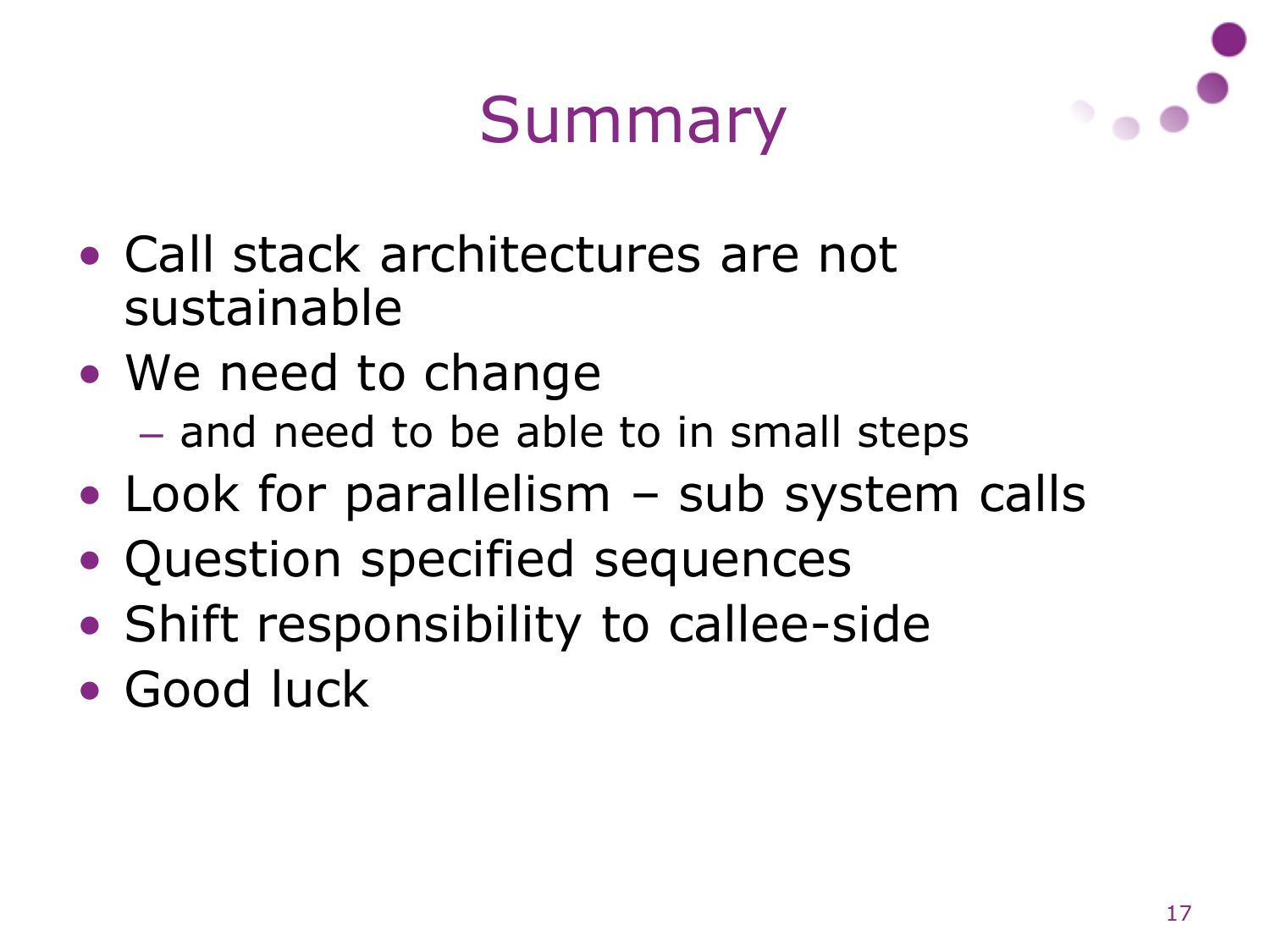# Summary

- Call stack architectures are not sustainable
- We need to change
  - and need to be able to in small steps
- Look for parallelism – sub system calls
- Question specified sequences
- Shift responsibility to callee-side
- Good luck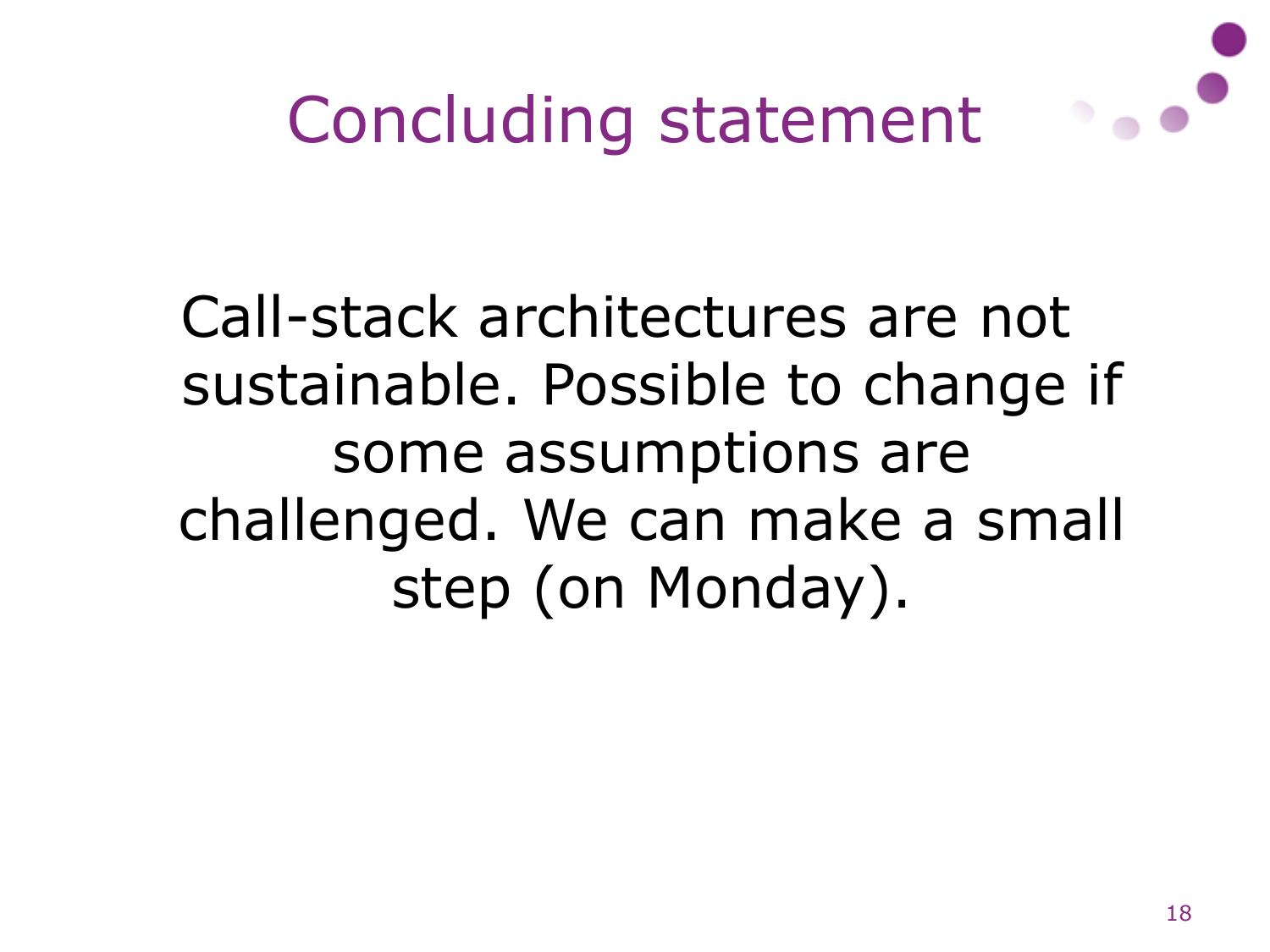# Concluding statement

Call-stack architectures are not sustainable. Possible to change if some assumptions are challenged. We can make a small step (on Monday).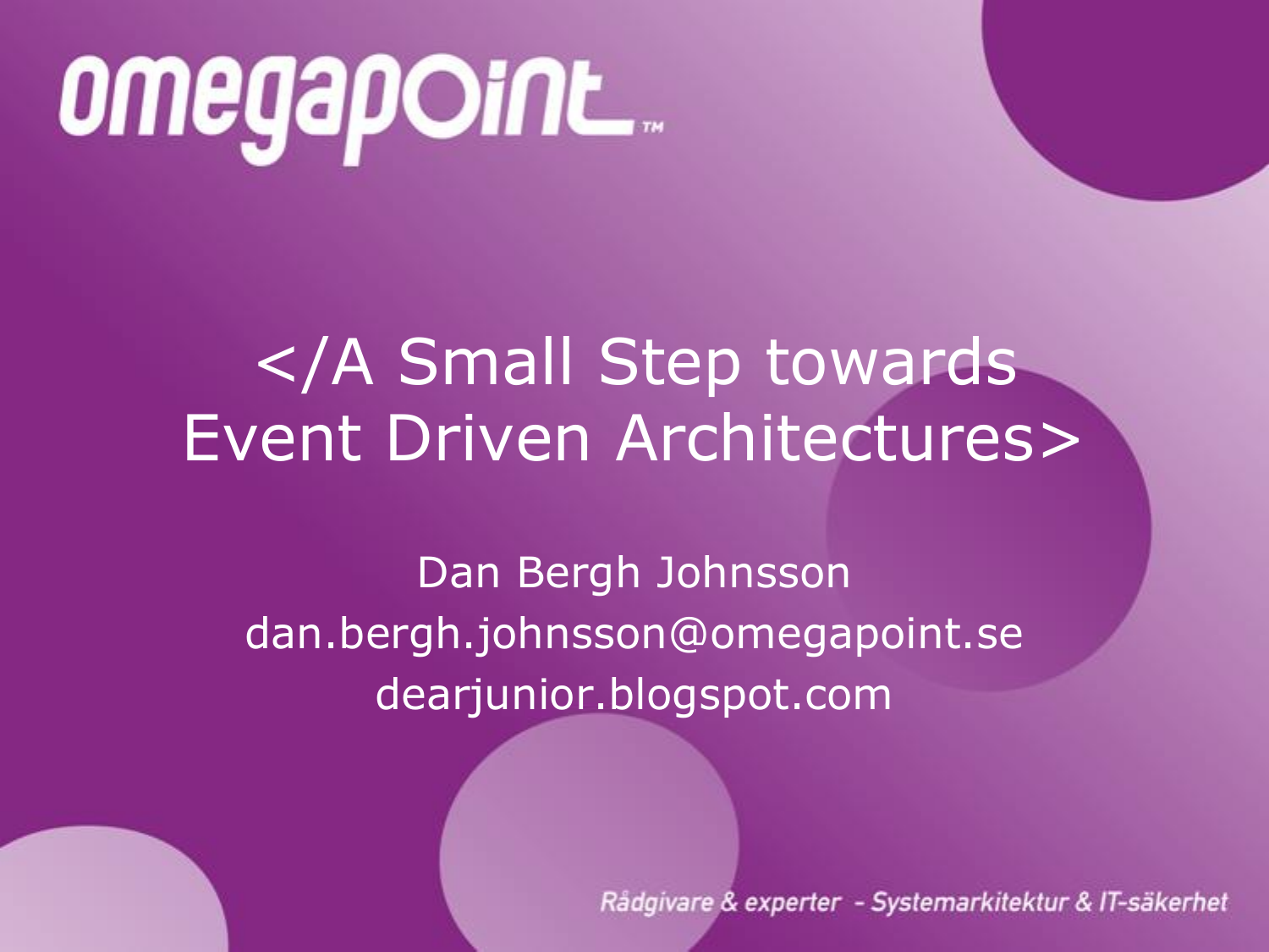omegapoint

# </A Small Step towards Event Driven Architectures>

Dan Bergh Johnsson
dan.bergh.johnsson@omegapoint.se
dearjunior.blogspot.com

Rådgivare & experter - Systemarkitektur & IT-säkerhet